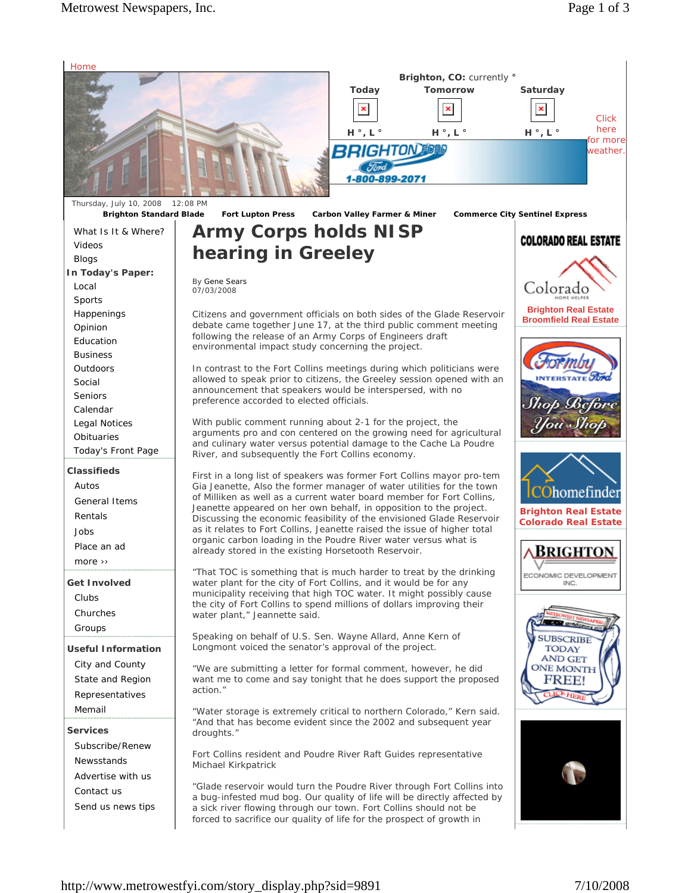Home

Brighton, CO: currently °

| Today | Tomorrow | Saturday |
| --- | --- | --- |
| H °, L ° | H °, L ° | H °, L ° |

Click here for more weather.

Thursday, July 10, 2008 12:08 PM

**Brighton Standard Blade** **Fort Lupton Press** **Carbon Valley Farmer & Miner** **Commerce City Sentinel Express**

What Is It & Where?
Videos
Blogs
**In Today's Paper:**
Local
Sports
Happenings
Opinion
Education
Business
Outdoors
Social
Seniors
Calendar
Legal Notices
Obituaries
Today's Front Page

**Classifieds**
Autos
General Items
Rentals
Jobs
Place an ad
more ››

**Get Involved**
Clubs
Churches
Groups

**Useful Information**
City and County
State and Region
Representatives
Memail

**Services**
Subscribe/Renew
Newsstands
Advertise with us
Contact us
Send us news tips

# Army Corps holds NISP hearing in Greeley

By Gene Sears
07/03/2008

Citizens and government officials on both sides of the Glade Reservoir debate came together June 17, at the third public comment meeting following the release of an Army Corps of Engineers draft environmental impact study concerning the project.

In contrast to the Fort Collins meetings during which politicians were allowed to speak prior to citizens, the Greeley session opened with an announcement that speakers would be interspersed, with no preference accorded to elected officials.

With public comment running about 2-1 for the project, the arguments pro and con centered on the growing need for agricultural and culinary water versus potential damage to the Cache La Poudre River, and subsequently the Fort Collins economy.

First in a long list of speakers was former Fort Collins mayor pro-tem Gia Jeanette, Also the former manager of water utilities for the town of Milliken as well as a current water board member for Fort Collins, Jeanette appeared on her own behalf, in opposition to the project. Discussing the economic feasibility of the envisioned Glade Reservoir as it relates to Fort Collins, Jeanette raised the issue of higher total organic carbon loading in the Poudre River water versus what is already stored in the existing Horsetooth Reservoir.

"That TOC is something that is much harder to treat by the drinking water plant for the city of Fort Collins, and it would be for any municipality receiving that high TOC water. It might possibly cause the city of Fort Collins to spend millions of dollars improving their water plant," Jeannette said.

Speaking on behalf of U.S. Sen. Wayne Allard, Anne Kern of Longmont voiced the senator's approval of the project.

"We are submitting a letter for formal comment, however, he did want me to come and say tonight that he does support the proposed action."

"Water storage is extremely critical to northern Colorado," Kern said. "And that has become evident since the 2002 and subsequent year droughts."

Fort Collins resident and Poudre River Raft Guides representative Michael Kirkpatrick

"Glade reservoir would turn the Poudre River through Fort Collins into a bug-infested mud bog. Our quality of life will be directly affected by a sick river flowing through our town. Fort Collins should not be forced to sacrifice our quality of life for the prospect of growth in

COLORADO REAL ESTATE
Brighton Real Estate
Broomfield Real Estate

Brighton Real Estate
Colorado Real Estate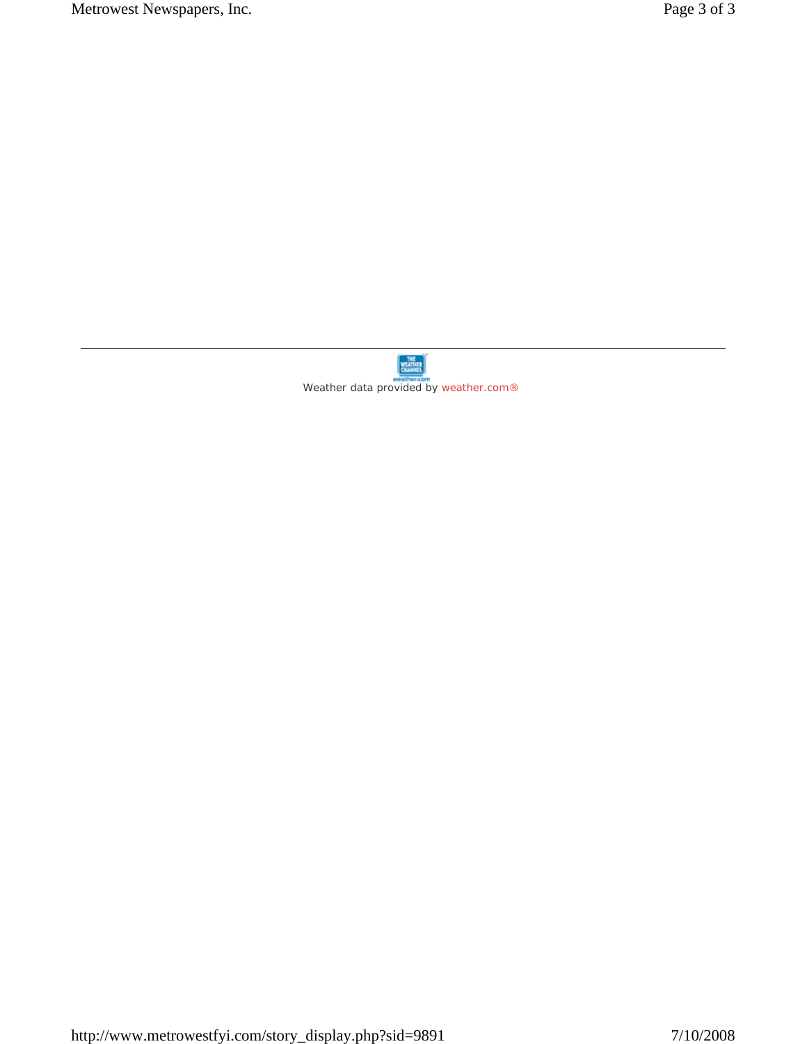Weather data provided by weather.com®